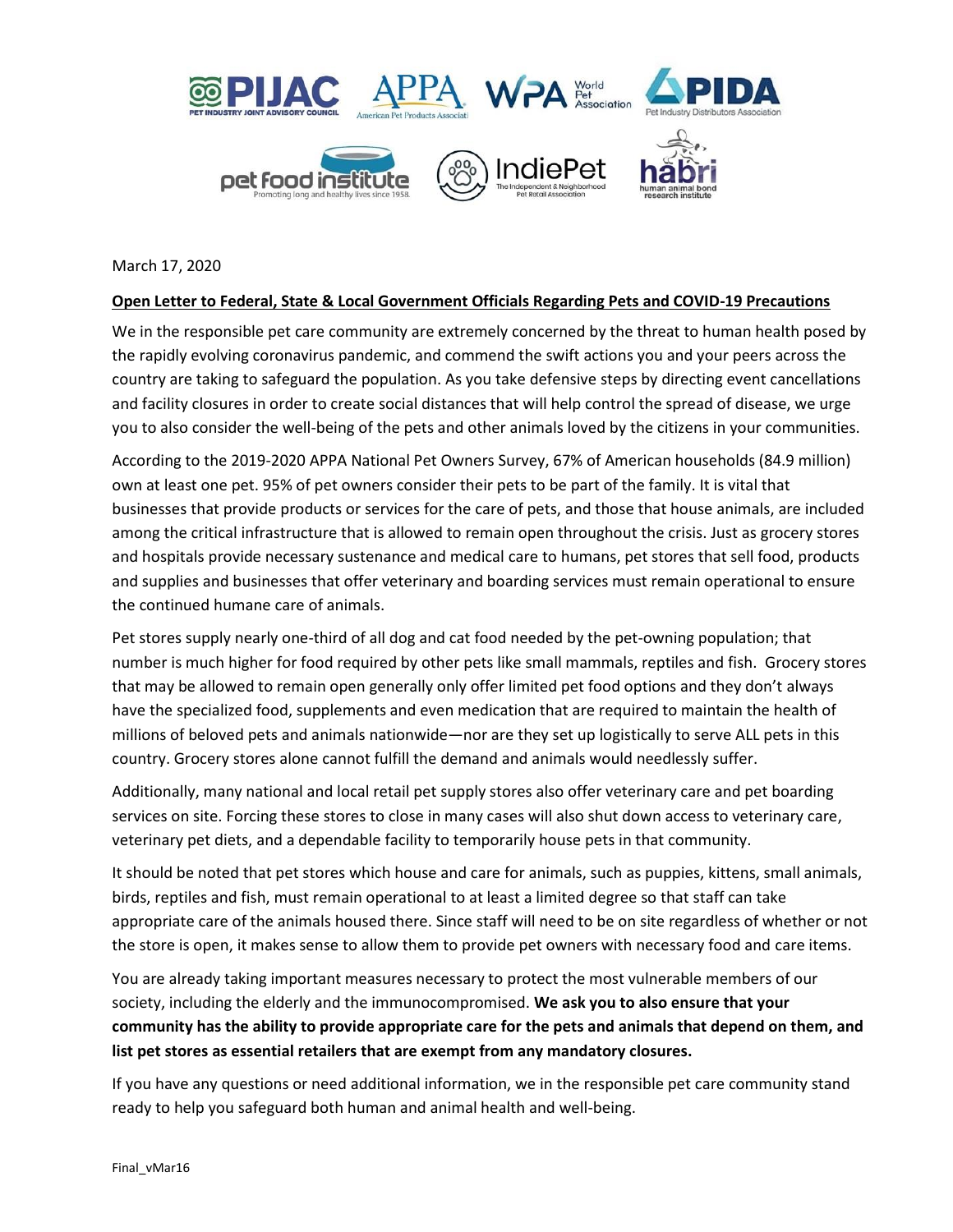March 17, 2020

**Open Letter to Federal, State & Local Government Officials Regarding Pets and COVID-19 Precautions**

We in the responsible pet care community are extremely concerned by the threat to human health posed by the rapidly evolving coronavirus pandemic, and commend the swift actions you and your peers across the country are taking to safeguard the population. As you take defensive steps by directing event cancellations and facility closures in order to create social distances that will help control the spread of disease, we urge you to also consider the well-being of the pets and other animals loved by the citizens in your communities.

According to the 2019-2020 APPA National Pet Owners Survey, 67% of American households (84.9 million) own at least one pet. 95% of pet owners consider their pets to be part of the family. It is vital that businesses that provide products or services for the care of pets, and those that house animals, are included among the critical infrastructure that is allowed to remain open throughout the crisis. Just as grocery stores and hospitals provide necessary sustenance and medical care to humans, pet stores that sell food, products and supplies and businesses that offer veterinary and boarding services must remain operational to ensure the continued humane care of animals.

Pet stores supply nearly one-third of all dog and cat food needed by the pet-owning population; that number is much higher for food required by other pets like small mammals, reptiles and fish. Grocery stores that may be allowed to remain open generally only offer limited pet food options and they don't always have the specialized food, supplements and even medication that are required to maintain the health of millions of beloved pets and animals nationwide—nor are they set up logistically to serve ALL pets in this country. Grocery stores alone cannot fulfill the demand and animals would needlessly suffer.

Additionally, many national and local retail pet supply stores also offer veterinary care and pet boarding services on site. Forcing these stores to close in many cases will also shut down access to veterinary care, veterinary pet diets, and a dependable facility to temporarily house pets in that community.

It should be noted that pet stores which house and care for animals, such as puppies, kittens, small animals, birds, reptiles and fish, must remain operational to at least a limited degree so that staff can take appropriate care of the animals housed there. Since staff will need to be on site regardless of whether or not the store is open, it makes sense to allow them to provide pet owners with necessary food and care items.

You are already taking important measures necessary to protect the most vulnerable members of our society, including the elderly and the immunocompromised. **We ask you to also ensure that your community has the ability to provide appropriate care for the pets and animals that depend on them, and list pet stores as essential retailers that are exempt from any mandatory closures.**

If you have any questions or need additional information, we in the responsible pet care community stand ready to help you safeguard both human and animal health and well-being.

Final_vMar16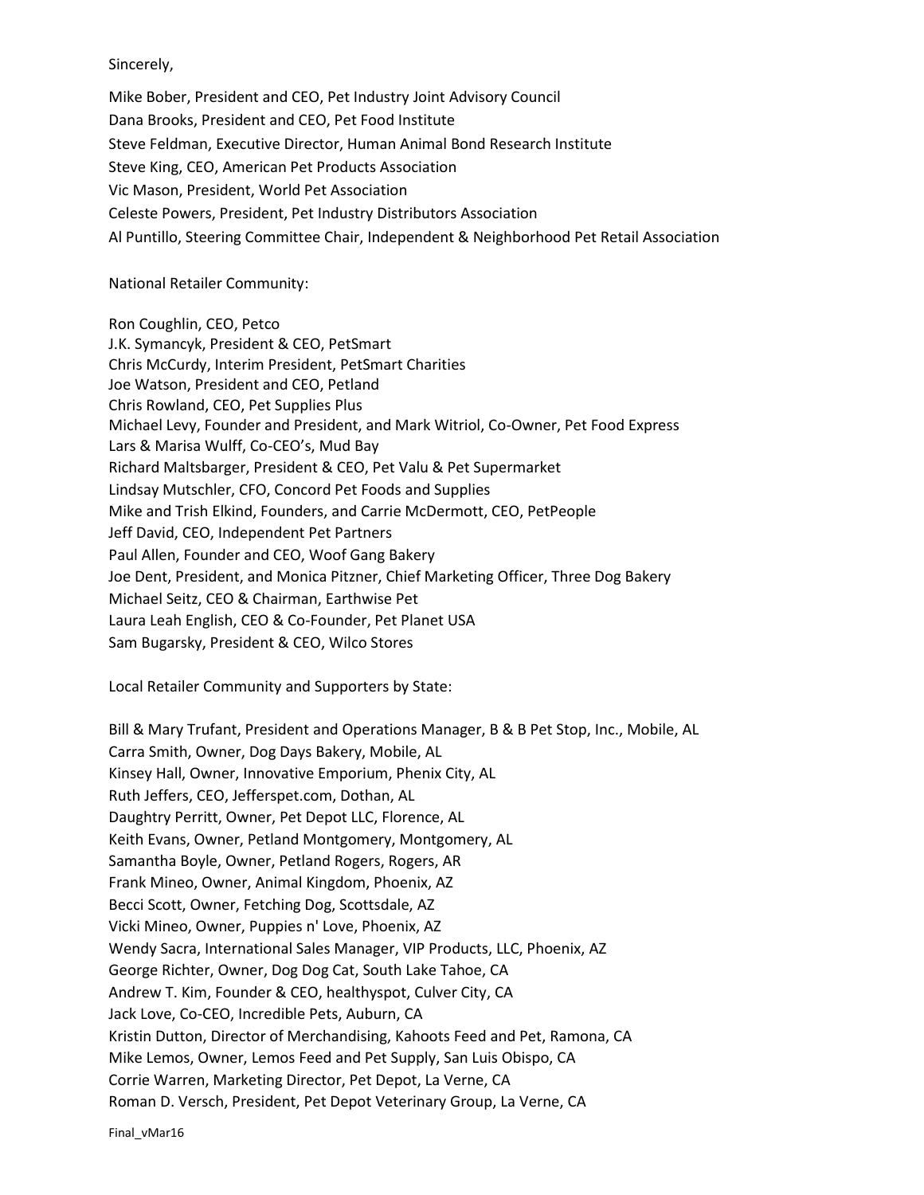Sincerely,

Mike Bober, President and CEO, Pet Industry Joint Advisory Council
Dana Brooks, President and CEO, Pet Food Institute
Steve Feldman, Executive Director, Human Animal Bond Research Institute
Steve King, CEO, American Pet Products Association
Vic Mason, President, World Pet Association
Celeste Powers, President, Pet Industry Distributors Association
Al Puntillo, Steering Committee Chair, Independent & Neighborhood Pet Retail Association

National Retailer Community:

Ron Coughlin, CEO, Petco
J.K. Symancyk, President & CEO, PetSmart
Chris McCurdy, Interim President, PetSmart Charities
Joe Watson, President and CEO, Petland
Chris Rowland, CEO, Pet Supplies Plus
Michael Levy, Founder and President, and Mark Witriol, Co-Owner, Pet Food Express
Lars & Marisa Wulff, Co-CEO's, Mud Bay
Richard Maltsbarger, President & CEO, Pet Valu & Pet Supermarket
Lindsay Mutschler, CFO, Concord Pet Foods and Supplies
Mike and Trish Elkind, Founders, and Carrie McDermott, CEO, PetPeople
Jeff David, CEO, Independent Pet Partners
Paul Allen, Founder and CEO, Woof Gang Bakery
Joe Dent, President, and Monica Pitzner, Chief Marketing Officer, Three Dog Bakery
Michael Seitz, CEO & Chairman, Earthwise Pet
Laura Leah English, CEO & Co-Founder, Pet Planet USA
Sam Bugarsky, President & CEO, Wilco Stores

Local Retailer Community and Supporters by State:

Bill & Mary Trufant, President and Operations Manager, B & B Pet Stop, Inc., Mobile, AL
Carra Smith, Owner, Dog Days Bakery, Mobile, AL
Kinsey Hall, Owner, Innovative Emporium, Phenix City, AL
Ruth Jeffers, CEO, Jefferspet.com, Dothan, AL
Daughtry Perritt, Owner, Pet Depot LLC, Florence, AL
Keith Evans, Owner, Petland Montgomery, Montgomery, AL
Samantha Boyle, Owner, Petland Rogers, Rogers, AR
Frank Mineo, Owner, Animal Kingdom, Phoenix, AZ
Becci Scott, Owner, Fetching Dog, Scottsdale, AZ
Vicki Mineo, Owner, Puppies n' Love, Phoenix, AZ
Wendy Sacra, International Sales Manager, VIP Products, LLC, Phoenix, AZ
George Richter, Owner, Dog Dog Cat, South Lake Tahoe, CA
Andrew T. Kim, Founder & CEO, healthyspot, Culver City, CA
Jack Love, Co-CEO, Incredible Pets, Auburn, CA
Kristin Dutton, Director of Merchandising, Kahoots Feed and Pet, Ramona, CA
Mike Lemos, Owner, Lemos Feed and Pet Supply, San Luis Obispo, CA
Corrie Warren, Marketing Director, Pet Depot, La Verne, CA
Roman D. Versch, President, Pet Depot Veterinary Group, La Verne, CA

Final_vMar16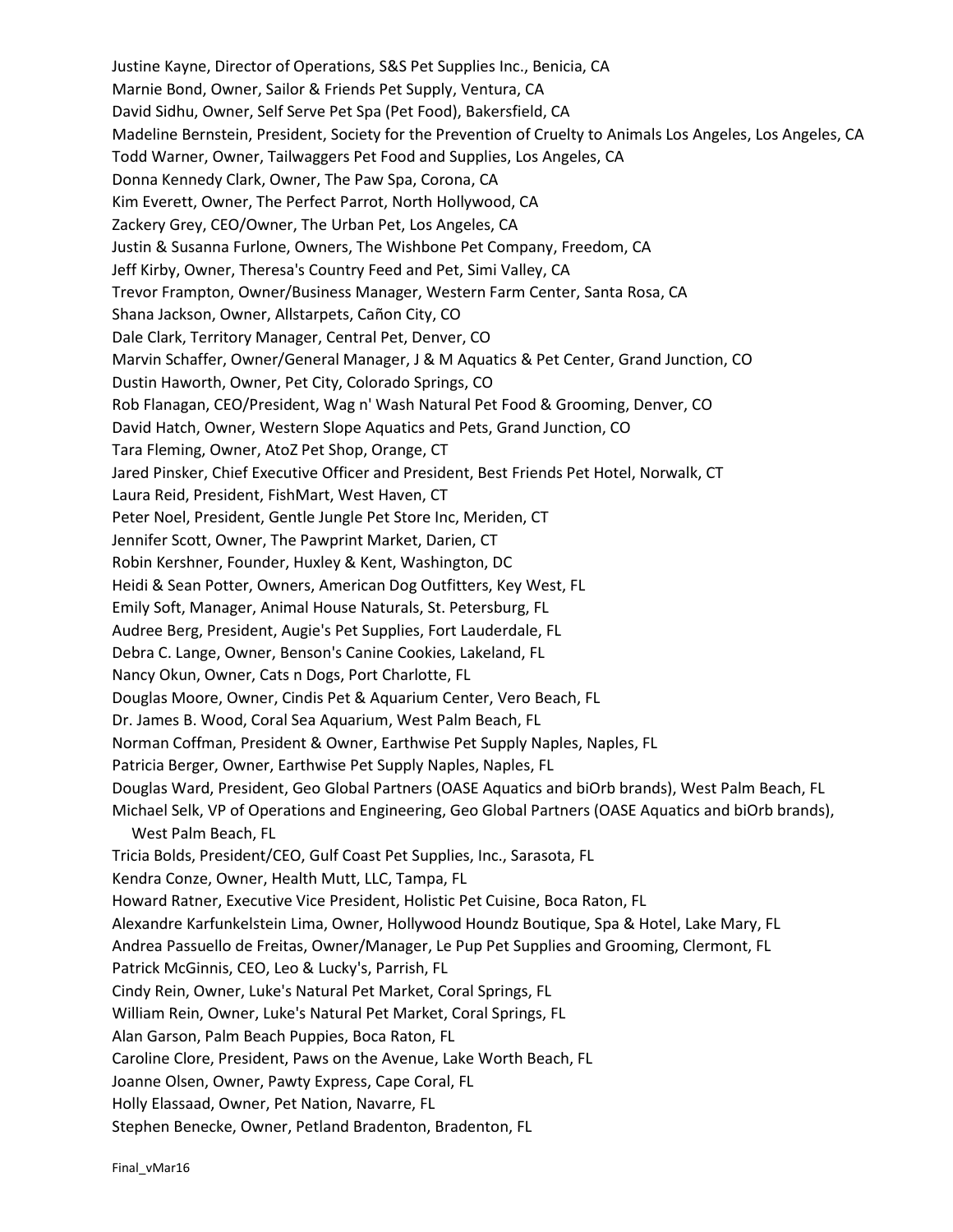Justine Kayne, Director of Operations, S&S Pet Supplies Inc., Benicia, CA
Marnie Bond, Owner, Sailor & Friends Pet Supply, Ventura, CA
David Sidhu, Owner, Self Serve Pet Spa (Pet Food), Bakersfield, CA
Madeline Bernstein, President, Society for the Prevention of Cruelty to Animals Los Angeles, Los Angeles, CA
Todd Warner, Owner, Tailwaggers Pet Food and Supplies, Los Angeles, CA
Donna Kennedy Clark, Owner, The Paw Spa, Corona, CA
Kim Everett, Owner, The Perfect Parrot, North Hollywood, CA
Zackery Grey, CEO/Owner, The Urban Pet, Los Angeles, CA
Justin & Susanna Furlone, Owners, The Wishbone Pet Company, Freedom, CA
Jeff Kirby, Owner, Theresa's Country Feed and Pet, Simi Valley, CA
Trevor Frampton, Owner/Business Manager, Western Farm Center, Santa Rosa, CA
Shana Jackson, Owner, Allstarpets, Cañon City, CO
Dale Clark, Territory Manager, Central Pet, Denver, CO
Marvin Schaffer, Owner/General Manager, J & M Aquatics & Pet Center, Grand Junction, CO
Dustin Haworth, Owner, Pet City, Colorado Springs, CO
Rob Flanagan, CEO/President, Wag n' Wash Natural Pet Food & Grooming, Denver, CO
David Hatch, Owner, Western Slope Aquatics and Pets, Grand Junction, CO
Tara Fleming, Owner, AtoZ Pet Shop, Orange, CT
Jared Pinsker, Chief Executive Officer and President, Best Friends Pet Hotel, Norwalk, CT
Laura Reid, President, FishMart, West Haven, CT
Peter Noel, President, Gentle Jungle Pet Store Inc, Meriden, CT
Jennifer Scott, Owner, The Pawprint Market, Darien, CT
Robin Kershner, Founder, Huxley & Kent, Washington, DC
Heidi & Sean Potter, Owners, American Dog Outfitters, Key West, FL
Emily Soft, Manager, Animal House Naturals, St. Petersburg, FL
Audree Berg, President, Augie's Pet Supplies, Fort Lauderdale, FL
Debra C. Lange, Owner, Benson's Canine Cookies, Lakeland, FL
Nancy Okun, Owner, Cats n Dogs, Port Charlotte, FL
Douglas Moore, Owner, Cindis Pet & Aquarium Center, Vero Beach, FL
Dr. James B. Wood, Coral Sea Aquarium, West Palm Beach, FL
Norman Coffman, President & Owner, Earthwise Pet Supply Naples, Naples, FL
Patricia Berger, Owner, Earthwise Pet Supply Naples, Naples, FL
Douglas Ward, President, Geo Global Partners (OASE Aquatics and biOrb brands), West Palm Beach, FL
Michael Selk, VP of Operations and Engineering, Geo Global Partners (OASE Aquatics and biOrb brands), West Palm Beach, FL
Tricia Bolds, President/CEO, Gulf Coast Pet Supplies, Inc., Sarasota, FL
Kendra Conze, Owner, Health Mutt, LLC, Tampa, FL
Howard Ratner, Executive Vice President, Holistic Pet Cuisine, Boca Raton, FL
Alexandre Karfunkelstein Lima, Owner, Hollywood Houndz Boutique, Spa & Hotel, Lake Mary, FL
Andrea Passuello de Freitas, Owner/Manager, Le Pup Pet Supplies and Grooming, Clermont, FL
Patrick McGinnis, CEO, Leo & Lucky's, Parrish, FL
Cindy Rein, Owner, Luke's Natural Pet Market, Coral Springs, FL
William Rein, Owner, Luke's Natural Pet Market, Coral Springs, FL
Alan Garson, Palm Beach Puppies, Boca Raton, FL
Caroline Clore, President, Paws on the Avenue, Lake Worth Beach, FL
Joanne Olsen, Owner, Pawty Express, Cape Coral, FL
Holly Elassaad, Owner, Pet Nation, Navarre, FL
Stephen Benecke, Owner, Petland Bradenton, Bradenton, FL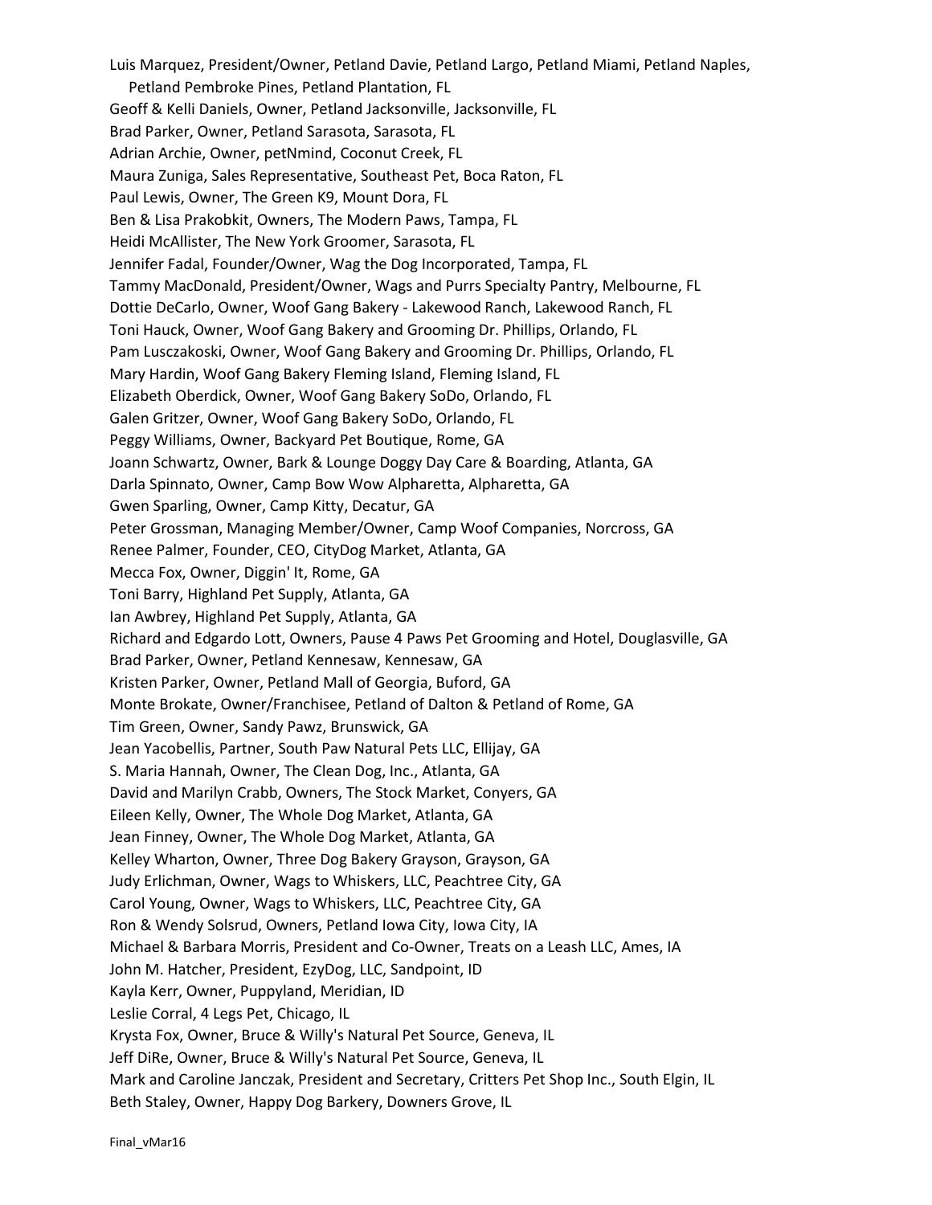Luis Marquez, President/Owner, Petland Davie, Petland Largo, Petland Miami, Petland Naples, Petland Pembroke Pines, Petland Plantation, FL
Geoff & Kelli Daniels, Owner, Petland Jacksonville, Jacksonville, FL
Brad Parker, Owner, Petland Sarasota, Sarasota, FL
Adrian Archie, Owner, petNmind, Coconut Creek, FL
Maura Zuniga, Sales Representative, Southeast Pet, Boca Raton, FL
Paul Lewis, Owner, The Green K9, Mount Dora, FL
Ben & Lisa Prakobkit, Owners, The Modern Paws, Tampa, FL
Heidi McAllister, The New York Groomer, Sarasota, FL
Jennifer Fadal, Founder/Owner, Wag the Dog Incorporated, Tampa, FL
Tammy MacDonald, President/Owner, Wags and Purrs Specialty Pantry, Melbourne, FL
Dottie DeCarlo, Owner, Woof Gang Bakery - Lakewood Ranch, Lakewood Ranch, FL
Toni Hauck, Owner, Woof Gang Bakery and Grooming Dr. Phillips, Orlando, FL
Pam Lusczakoski, Owner, Woof Gang Bakery and Grooming Dr. Phillips, Orlando, FL
Mary Hardin, Woof Gang Bakery Fleming Island, Fleming Island, FL
Elizabeth Oberdick, Owner, Woof Gang Bakery SoDo, Orlando, FL
Galen Gritzer, Owner, Woof Gang Bakery SoDo, Orlando, FL
Peggy Williams, Owner, Backyard Pet Boutique, Rome, GA
Joann Schwartz, Owner, Bark & Lounge Doggy Day Care & Boarding, Atlanta, GA
Darla Spinnato, Owner, Camp Bow Wow Alpharetta, Alpharetta, GA
Gwen Sparling, Owner, Camp Kitty, Decatur, GA
Peter Grossman, Managing Member/Owner, Camp Woof Companies, Norcross, GA
Renee Palmer, Founder, CEO, CityDog Market, Atlanta, GA
Mecca Fox, Owner, Diggin' It, Rome, GA
Toni Barry, Highland Pet Supply, Atlanta, GA
Ian Awbrey, Highland Pet Supply, Atlanta, GA
Richard and Edgardo Lott, Owners, Pause 4 Paws Pet Grooming and Hotel, Douglasville, GA
Brad Parker, Owner, Petland Kennesaw, Kennesaw, GA
Kristen Parker, Owner, Petland Mall of Georgia, Buford, GA
Monte Brokate, Owner/Franchisee, Petland of Dalton & Petland of Rome, GA
Tim Green, Owner, Sandy Pawz, Brunswick, GA
Jean Yacobellis, Partner, South Paw Natural Pets LLC, Ellijay, GA
S. Maria Hannah, Owner, The Clean Dog, Inc., Atlanta, GA
David and Marilyn Crabb, Owners, The Stock Market, Conyers, GA
Eileen Kelly, Owner, The Whole Dog Market, Atlanta, GA
Jean Finney, Owner, The Whole Dog Market, Atlanta, GA
Kelley Wharton, Owner, Three Dog Bakery Grayson, Grayson, GA
Judy Erlichman, Owner, Wags to Whiskers, LLC, Peachtree City, GA
Carol Young, Owner, Wags to Whiskers, LLC, Peachtree City, GA
Ron & Wendy Solsrud, Owners, Petland Iowa City, Iowa City, IA
Michael & Barbara Morris, President and Co-Owner, Treats on a Leash LLC, Ames, IA
John M. Hatcher, President, EzyDog, LLC, Sandpoint, ID
Kayla Kerr, Owner, Puppyland, Meridian, ID
Leslie Corral, 4 Legs Pet, Chicago, IL
Krysta Fox, Owner, Bruce & Willy's Natural Pet Source, Geneva, IL
Jeff DiRe, Owner, Bruce & Willy's Natural Pet Source, Geneva, IL
Mark and Caroline Janczak, President and Secretary, Critters Pet Shop Inc., South Elgin, IL
Beth Staley, Owner, Happy Dog Barkery, Downers Grove, IL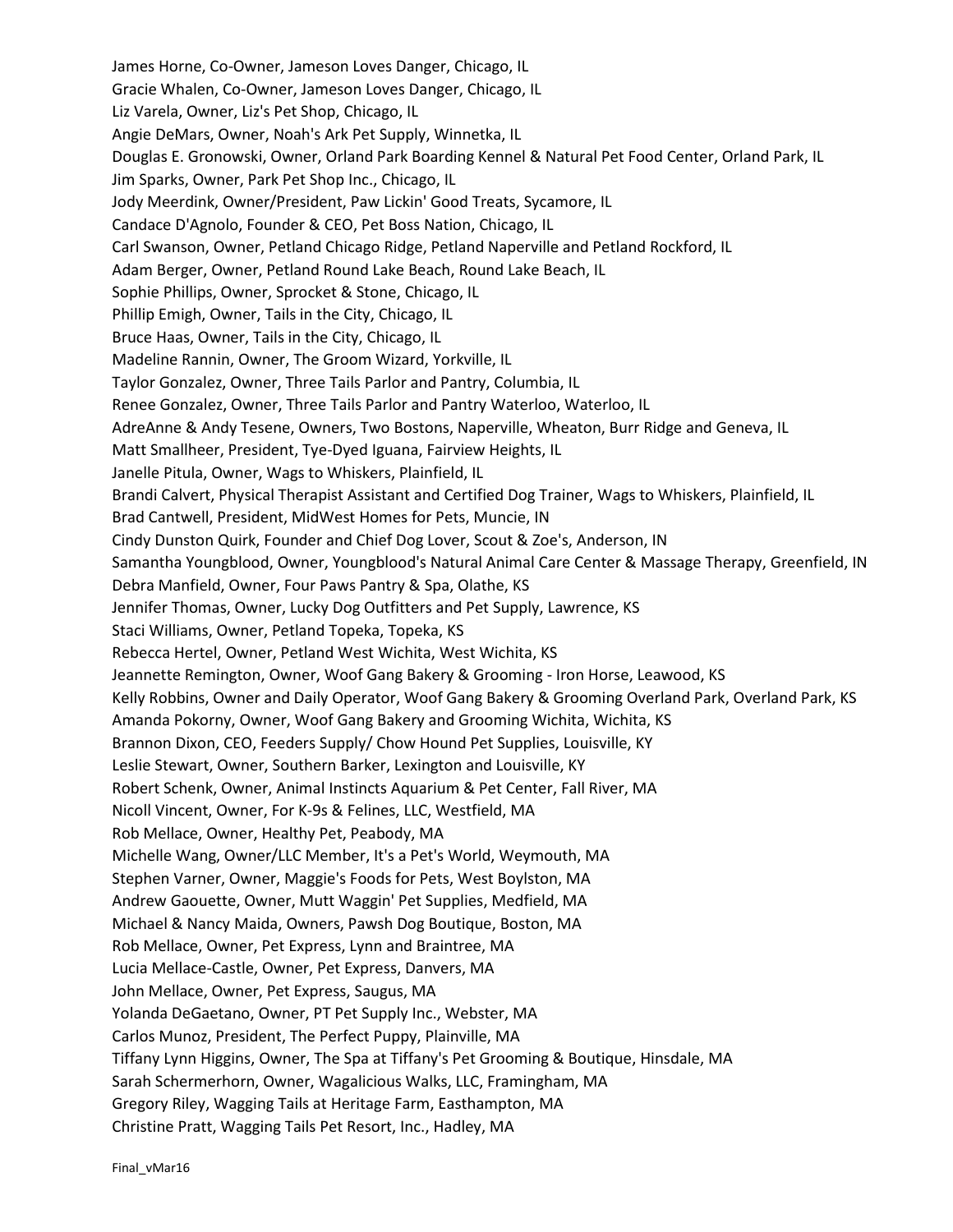James Horne, Co-Owner, Jameson Loves Danger, Chicago, IL
Gracie Whalen, Co-Owner, Jameson Loves Danger, Chicago, IL
Liz Varela, Owner, Liz's Pet Shop, Chicago, IL
Angie DeMars, Owner, Noah's Ark Pet Supply, Winnetka, IL
Douglas E. Gronowski, Owner, Orland Park Boarding Kennel & Natural Pet Food Center, Orland Park, IL
Jim Sparks, Owner, Park Pet Shop Inc., Chicago, IL
Jody Meerdink, Owner/President, Paw Lickin' Good Treats, Sycamore, IL
Candace D'Agnolo, Founder & CEO, Pet Boss Nation, Chicago, IL
Carl Swanson, Owner, Petland Chicago Ridge, Petland Naperville and Petland Rockford, IL
Adam Berger, Owner, Petland Round Lake Beach, Round Lake Beach, IL
Sophie Phillips, Owner, Sprocket & Stone, Chicago, IL
Phillip Emigh, Owner, Tails in the City, Chicago, IL
Bruce Haas, Owner, Tails in the City, Chicago, IL
Madeline Rannin, Owner, The Groom Wizard, Yorkville, IL
Taylor Gonzalez, Owner, Three Tails Parlor and Pantry, Columbia, IL
Renee Gonzalez, Owner, Three Tails Parlor and Pantry Waterloo, Waterloo, IL
AdreAnne & Andy Tesene, Owners, Two Bostons, Naperville, Wheaton, Burr Ridge and Geneva, IL
Matt Smallheer, President, Tye-Dyed Iguana, Fairview Heights, IL
Janelle Pitula, Owner, Wags to Whiskers, Plainfield, IL
Brandi Calvert, Physical Therapist Assistant and Certified Dog Trainer, Wags to Whiskers, Plainfield, IL
Brad Cantwell, President, MidWest Homes for Pets, Muncie, IN
Cindy Dunston Quirk, Founder and Chief Dog Lover, Scout & Zoe's, Anderson, IN
Samantha Youngblood, Owner, Youngblood's Natural Animal Care Center & Massage Therapy, Greenfield, IN
Debra Manfield, Owner, Four Paws Pantry & Spa, Olathe, KS
Jennifer Thomas, Owner, Lucky Dog Outfitters and Pet Supply, Lawrence, KS
Staci Williams, Owner, Petland Topeka, Topeka, KS
Rebecca Hertel, Owner, Petland West Wichita, West Wichita, KS
Jeannette Remington, Owner, Woof Gang Bakery & Grooming - Iron Horse, Leawood, KS
Kelly Robbins, Owner and Daily Operator, Woof Gang Bakery & Grooming Overland Park, Overland Park, KS
Amanda Pokorny, Owner, Woof Gang Bakery and Grooming Wichita, Wichita, KS
Brannon Dixon, CEO, Feeders Supply/ Chow Hound Pet Supplies, Louisville, KY
Leslie Stewart, Owner, Southern Barker, Lexington and Louisville, KY
Robert Schenk, Owner, Animal Instincts Aquarium & Pet Center, Fall River, MA
Nicoll Vincent, Owner, For K-9s & Felines, LLC, Westfield, MA
Rob Mellace, Owner, Healthy Pet, Peabody, MA
Michelle Wang, Owner/LLC Member, It's a Pet's World, Weymouth, MA
Stephen Varner, Owner, Maggie's Foods for Pets, West Boylston, MA
Andrew Gaouette, Owner, Mutt Waggin' Pet Supplies, Medfield, MA
Michael & Nancy Maida, Owners, Pawsh Dog Boutique, Boston, MA
Rob Mellace, Owner, Pet Express, Lynn and Braintree, MA
Lucia Mellace-Castle, Owner, Pet Express, Danvers, MA
John Mellace, Owner, Pet Express, Saugus, MA
Yolanda DeGaetano, Owner, PT Pet Supply Inc., Webster, MA
Carlos Munoz, President, The Perfect Puppy, Plainville, MA
Tiffany Lynn Higgins, Owner, The Spa at Tiffany's Pet Grooming & Boutique, Hinsdale, MA
Sarah Schermerhorn, Owner, Wagalicious Walks, LLC, Framingham, MA
Gregory Riley, Wagging Tails at Heritage Farm, Easthampton, MA
Christine Pratt, Wagging Tails Pet Resort, Inc., Hadley, MA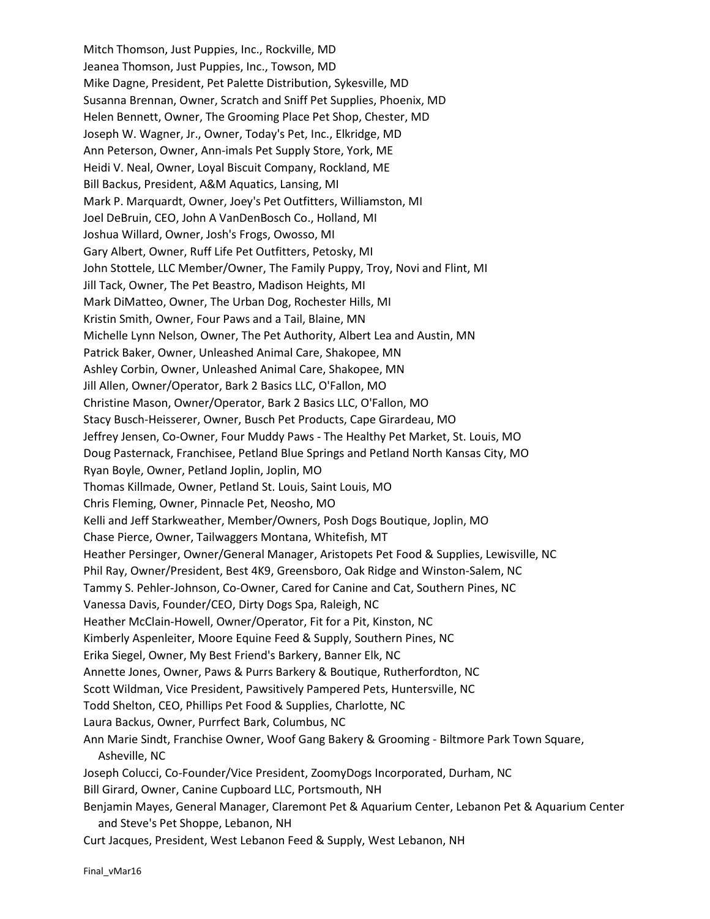Mitch Thomson, Just Puppies, Inc., Rockville, MD
Jeanea Thomson, Just Puppies, Inc., Towson, MD
Mike Dagne, President, Pet Palette Distribution, Sykesville, MD
Susanna Brennan, Owner, Scratch and Sniff Pet Supplies, Phoenix, MD
Helen Bennett, Owner, The Grooming Place Pet Shop, Chester, MD
Joseph W. Wagner, Jr., Owner, Today's Pet, Inc., Elkridge, MD
Ann Peterson, Owner, Ann-imals Pet Supply Store, York, ME
Heidi V. Neal, Owner, Loyal Biscuit Company, Rockland, ME
Bill Backus, President, A&M Aquatics, Lansing, MI
Mark P. Marquardt, Owner, Joey's Pet Outfitters, Williamston, MI
Joel DeBruin, CEO, John A VanDenBosch Co., Holland, MI
Joshua Willard, Owner, Josh's Frogs, Owosso, MI
Gary Albert, Owner, Ruff Life Pet Outfitters, Petosky, MI
John Stottele, LLC Member/Owner, The Family Puppy, Troy, Novi and Flint, MI
Jill Tack, Owner, The Pet Beastro, Madison Heights, MI
Mark DiMatteo, Owner, The Urban Dog, Rochester Hills, MI
Kristin Smith, Owner, Four Paws and a Tail, Blaine, MN
Michelle Lynn Nelson, Owner, The Pet Authority, Albert Lea and Austin, MN
Patrick Baker, Owner, Unleashed Animal Care, Shakopee, MN
Ashley Corbin, Owner, Unleashed Animal Care, Shakopee, MN
Jill Allen, Owner/Operator, Bark 2 Basics LLC, O'Fallon, MO
Christine Mason, Owner/Operator, Bark 2 Basics LLC, O'Fallon, MO
Stacy Busch-Heisserer, Owner, Busch Pet Products, Cape Girardeau, MO
Jeffrey Jensen, Co-Owner, Four Muddy Paws - The Healthy Pet Market, St. Louis, MO
Doug Pasternack, Franchisee, Petland Blue Springs and Petland North Kansas City, MO
Ryan Boyle, Owner, Petland Joplin, Joplin, MO
Thomas Killmade, Owner, Petland St. Louis, Saint Louis, MO
Chris Fleming, Owner, Pinnacle Pet, Neosho, MO
Kelli and Jeff Starkweather, Member/Owners, Posh Dogs Boutique, Joplin, MO
Chase Pierce, Owner, Tailwaggers Montana, Whitefish, MT
Heather Persinger, Owner/General Manager, Aristopets Pet Food & Supplies, Lewisville, NC
Phil Ray, Owner/President, Best 4K9, Greensboro, Oak Ridge and Winston-Salem, NC
Tammy S. Pehler-Johnson, Co-Owner, Cared for Canine and Cat, Southern Pines, NC
Vanessa Davis, Founder/CEO, Dirty Dogs Spa, Raleigh, NC
Heather McClain-Howell, Owner/Operator, Fit for a Pit, Kinston, NC
Kimberly Aspenleiter, Moore Equine Feed & Supply, Southern Pines, NC
Erika Siegel, Owner, My Best Friend's Barkery, Banner Elk, NC
Annette Jones, Owner, Paws & Purrs Barkery & Boutique, Rutherfordton, NC
Scott Wildman, Vice President, Pawsitively Pampered Pets, Huntersville, NC
Todd Shelton, CEO, Phillips Pet Food & Supplies, Charlotte, NC
Laura Backus, Owner, Purrfect Bark, Columbus, NC
Ann Marie Sindt, Franchise Owner, Woof Gang Bakery & Grooming - Biltmore Park Town Square, Asheville, NC
Joseph Colucci, Co-Founder/Vice President, ZoomyDogs Incorporated, Durham, NC
Bill Girard, Owner, Canine Cupboard LLC, Portsmouth, NH
Benjamin Mayes, General Manager, Claremont Pet & Aquarium Center, Lebanon Pet & Aquarium Center and Steve's Pet Shoppe, Lebanon, NH
Curt Jacques, President, West Lebanon Feed & Supply, West Lebanon, NH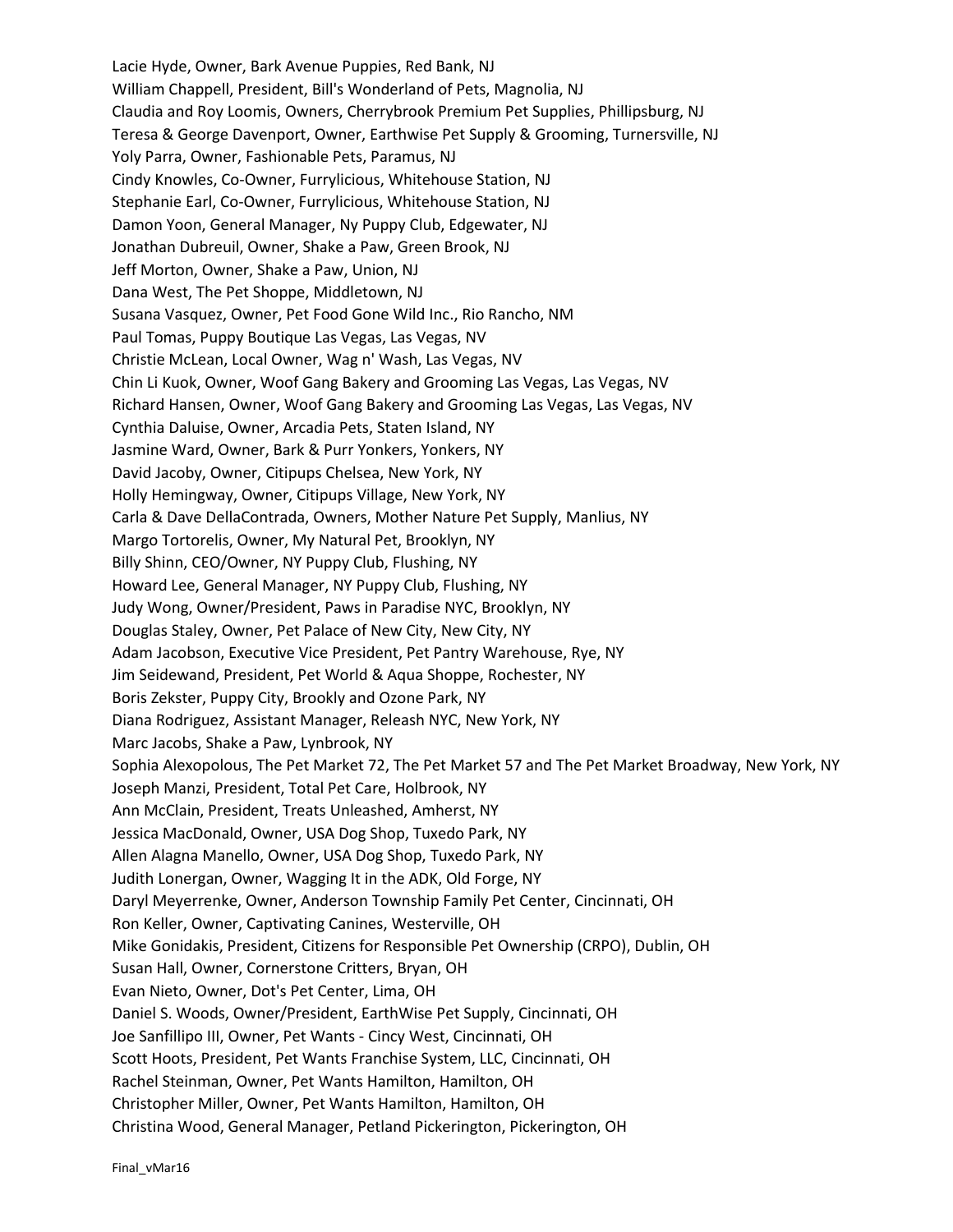Lacie Hyde, Owner, Bark Avenue Puppies, Red Bank, NJ
William Chappell, President, Bill's Wonderland of Pets, Magnolia, NJ
Claudia and Roy Loomis, Owners, Cherrybrook Premium Pet Supplies, Phillipsburg, NJ
Teresa & George Davenport, Owner, Earthwise Pet Supply & Grooming, Turnersville, NJ
Yoly Parra, Owner, Fashionable Pets, Paramus, NJ
Cindy Knowles, Co-Owner, Furrylicious, Whitehouse Station, NJ
Stephanie Earl, Co-Owner, Furrylicious, Whitehouse Station, NJ
Damon Yoon, General Manager, Ny Puppy Club, Edgewater, NJ
Jonathan Dubreuil, Owner, Shake a Paw, Green Brook, NJ
Jeff Morton, Owner, Shake a Paw, Union, NJ
Dana West, The Pet Shoppe, Middletown, NJ
Susana Vasquez, Owner, Pet Food Gone Wild Inc., Rio Rancho, NM
Paul Tomas, Puppy Boutique Las Vegas, Las Vegas, NV
Christie McLean, Local Owner, Wag n' Wash, Las Vegas, NV
Chin Li Kuok, Owner, Woof Gang Bakery and Grooming Las Vegas, Las Vegas, NV
Richard Hansen, Owner, Woof Gang Bakery and Grooming Las Vegas, Las Vegas, NV
Cynthia Daluise, Owner, Arcadia Pets, Staten Island, NY
Jasmine Ward, Owner, Bark & Purr Yonkers, Yonkers, NY
David Jacoby, Owner, Citipups Chelsea, New York, NY
Holly Hemingway, Owner, Citipups Village, New York, NY
Carla & Dave DellaContrada, Owners, Mother Nature Pet Supply, Manlius, NY
Margo Tortorelis, Owner, My Natural Pet, Brooklyn, NY
Billy Shinn, CEO/Owner, NY Puppy Club, Flushing, NY
Howard Lee, General Manager, NY Puppy Club, Flushing, NY
Judy Wong, Owner/President, Paws in Paradise NYC, Brooklyn, NY
Douglas Staley, Owner, Pet Palace of New City, New City, NY
Adam Jacobson, Executive Vice President, Pet Pantry Warehouse, Rye, NY
Jim Seidewand, President, Pet World & Aqua Shoppe, Rochester, NY
Boris Zekster, Puppy City, Brookly and Ozone Park, NY
Diana Rodriguez, Assistant Manager, Releash NYC, New York, NY
Marc Jacobs, Shake a Paw, Lynbrook, NY
Sophia Alexopolous, The Pet Market 72, The Pet Market 57 and The Pet Market Broadway, New York, NY
Joseph Manzi, President, Total Pet Care, Holbrook, NY
Ann McClain, President, Treats Unleashed, Amherst, NY
Jessica MacDonald, Owner, USA Dog Shop, Tuxedo Park, NY
Allen Alagna Manello, Owner, USA Dog Shop, Tuxedo Park, NY
Judith Lonergan, Owner, Wagging It in the ADK, Old Forge, NY
Daryl Meyerrenke, Owner, Anderson Township Family Pet Center, Cincinnati, OH
Ron Keller, Owner, Captivating Canines, Westerville, OH
Mike Gonidakis, President, Citizens for Responsible Pet Ownership (CRPO), Dublin, OH
Susan Hall, Owner, Cornerstone Critters, Bryan, OH
Evan Nieto, Owner, Dot's Pet Center, Lima, OH
Daniel S. Woods, Owner/President, EarthWise Pet Supply, Cincinnati, OH
Joe Sanfillipo III, Owner, Pet Wants - Cincy West, Cincinnati, OH
Scott Hoots, President, Pet Wants Franchise System, LLC, Cincinnati, OH
Rachel Steinman, Owner, Pet Wants Hamilton, Hamilton, OH
Christopher Miller, Owner, Pet Wants Hamilton, Hamilton, OH
Christina Wood, General Manager, Petland Pickerington, Pickerington, OH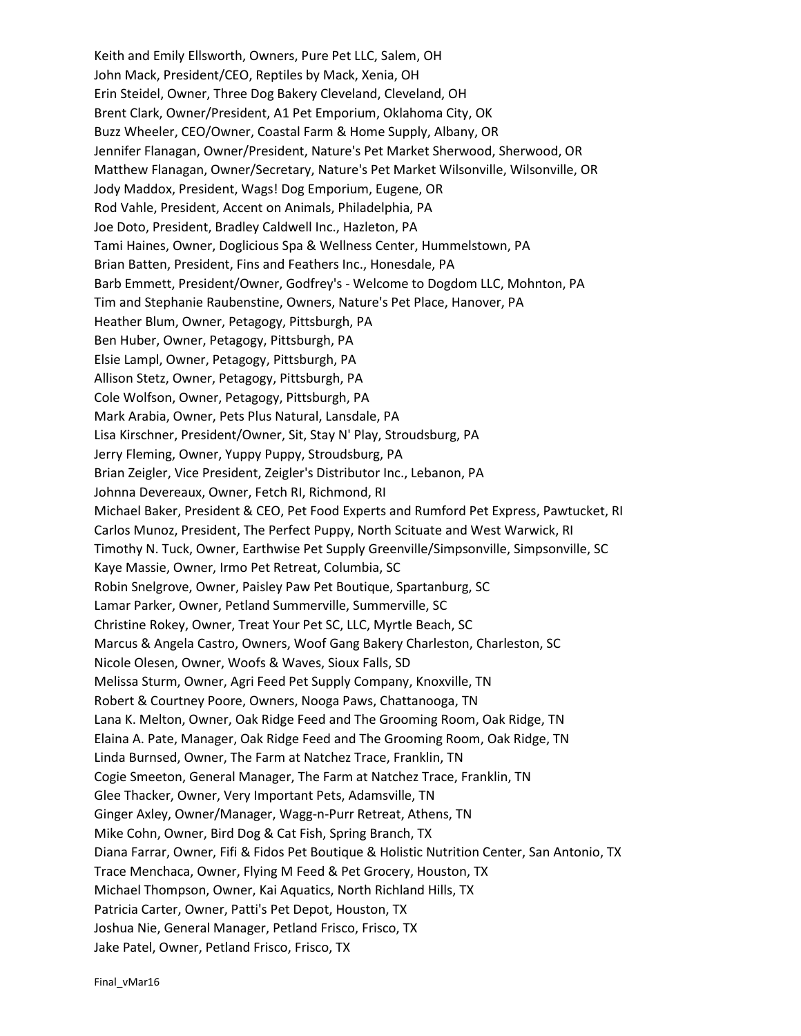Keith and Emily Ellsworth, Owners, Pure Pet LLC, Salem, OH
John Mack, President/CEO, Reptiles by Mack, Xenia, OH
Erin Steidel, Owner, Three Dog Bakery Cleveland, Cleveland, OH
Brent Clark, Owner/President, A1 Pet Emporium, Oklahoma City, OK
Buzz Wheeler, CEO/Owner, Coastal Farm & Home Supply, Albany, OR
Jennifer Flanagan, Owner/President, Nature's Pet Market Sherwood, Sherwood, OR
Matthew Flanagan, Owner/Secretary, Nature's Pet Market Wilsonville, Wilsonville, OR
Jody Maddox, President, Wags! Dog Emporium, Eugene, OR
Rod Vahle, President, Accent on Animals, Philadelphia, PA
Joe Doto, President, Bradley Caldwell Inc., Hazleton, PA
Tami Haines, Owner, Doglicious Spa & Wellness Center, Hummelstown, PA
Brian Batten, President, Fins and Feathers Inc., Honesdale, PA
Barb Emmett, President/Owner, Godfrey's - Welcome to Dogdom LLC, Mohnton, PA
Tim and Stephanie Raubenstine, Owners, Nature's Pet Place, Hanover, PA
Heather Blum, Owner, Petagogy, Pittsburgh, PA
Ben Huber, Owner, Petagogy, Pittsburgh, PA
Elsie Lampl, Owner, Petagogy, Pittsburgh, PA
Allison Stetz, Owner, Petagogy, Pittsburgh, PA
Cole Wolfson, Owner, Petagogy, Pittsburgh, PA
Mark Arabia, Owner, Pets Plus Natural, Lansdale, PA
Lisa Kirschner, President/Owner, Sit, Stay N' Play, Stroudsburg, PA
Jerry Fleming, Owner, Yuppy Puppy, Stroudsburg, PA
Brian Zeigler, Vice President, Zeigler's Distributor Inc., Lebanon, PA
Johnna Devereaux, Owner, Fetch RI, Richmond, RI
Michael Baker, President & CEO, Pet Food Experts and Rumford Pet Express, Pawtucket, RI
Carlos Munoz, President, The Perfect Puppy, North Scituate and West Warwick, RI
Timothy N. Tuck, Owner, Earthwise Pet Supply Greenville/Simpsonville, Simpsonville, SC
Kaye Massie, Owner, Irmo Pet Retreat, Columbia, SC
Robin Snelgrove, Owner, Paisley Paw Pet Boutique, Spartanburg, SC
Lamar Parker, Owner, Petland Summerville, Summerville, SC
Christine Rokey, Owner, Treat Your Pet SC, LLC, Myrtle Beach, SC
Marcus & Angela Castro, Owners, Woof Gang Bakery Charleston, Charleston, SC
Nicole Olesen, Owner, Woofs & Waves, Sioux Falls, SD
Melissa Sturm, Owner, Agri Feed Pet Supply Company, Knoxville, TN
Robert & Courtney Poore, Owners, Nooga Paws, Chattanooga, TN
Lana K. Melton, Owner, Oak Ridge Feed and The Grooming Room, Oak Ridge, TN
Elaina A. Pate, Manager, Oak Ridge Feed and The Grooming Room, Oak Ridge, TN
Linda Burnsed, Owner, The Farm at Natchez Trace, Franklin, TN
Cogie Smeeton, General Manager, The Farm at Natchez Trace, Franklin, TN
Glee Thacker, Owner, Very Important Pets, Adamsville, TN
Ginger Axley, Owner/Manager, Wagg-n-Purr Retreat, Athens, TN
Mike Cohn, Owner, Bird Dog & Cat Fish, Spring Branch, TX
Diana Farrar, Owner, Fifi & Fidos Pet Boutique & Holistic Nutrition Center, San Antonio, TX
Trace Menchaca, Owner, Flying M Feed & Pet Grocery, Houston, TX
Michael Thompson, Owner, Kai Aquatics, North Richland Hills, TX
Patricia Carter, Owner, Patti's Pet Depot, Houston, TX
Joshua Nie, General Manager, Petland Frisco, Frisco, TX
Jake Patel, Owner, Petland Frisco, Frisco, TX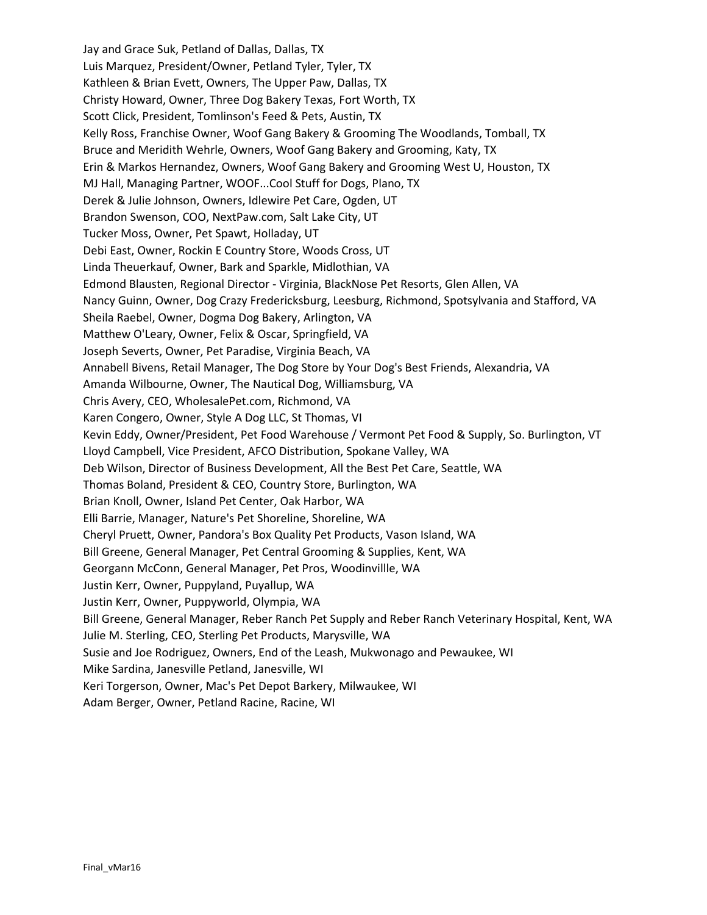Jay and Grace Suk, Petland of Dallas, Dallas, TX
Luis Marquez, President/Owner, Petland Tyler, Tyler, TX
Kathleen & Brian Evett, Owners, The Upper Paw, Dallas, TX
Christy Howard, Owner, Three Dog Bakery Texas, Fort Worth, TX
Scott Click, President, Tomlinson's Feed & Pets, Austin, TX
Kelly Ross, Franchise Owner, Woof Gang Bakery & Grooming The Woodlands, Tomball, TX
Bruce and Meridith Wehrle, Owners, Woof Gang Bakery and Grooming, Katy, TX
Erin & Markos Hernandez, Owners, Woof Gang Bakery and Grooming West U, Houston, TX
MJ Hall, Managing Partner, WOOF...Cool Stuff for Dogs, Plano, TX
Derek & Julie Johnson, Owners, Idlewire Pet Care, Ogden, UT
Brandon Swenson, COO, NextPaw.com, Salt Lake City, UT
Tucker Moss, Owner, Pet Spawt, Holladay, UT
Debi East, Owner, Rockin E Country Store, Woods Cross, UT
Linda Theuerkauf, Owner, Bark and Sparkle, Midlothian, VA
Edmond Blausten, Regional Director - Virginia, BlackNose Pet Resorts, Glen Allen, VA
Nancy Guinn, Owner, Dog Crazy Fredericksburg, Leesburg, Richmond, Spotsylvania and Stafford, VA
Sheila Raebel, Owner, Dogma Dog Bakery, Arlington, VA
Matthew O'Leary, Owner, Felix & Oscar, Springfield, VA
Joseph Severts, Owner, Pet Paradise, Virginia Beach, VA
Annabell Bivens, Retail Manager, The Dog Store by Your Dog's Best Friends, Alexandria, VA
Amanda Wilbourne, Owner, The Nautical Dog, Williamsburg, VA
Chris Avery, CEO, WholesalePet.com, Richmond, VA
Karen Congero, Owner, Style A Dog LLC, St Thomas, VI
Kevin Eddy, Owner/President, Pet Food Warehouse / Vermont Pet Food & Supply, So. Burlington, VT
Lloyd Campbell, Vice President, AFCO Distribution, Spokane Valley, WA
Deb Wilson, Director of Business Development, All the Best Pet Care, Seattle, WA
Thomas Boland, President & CEO, Country Store, Burlington, WA
Brian Knoll, Owner, Island Pet Center, Oak Harbor, WA
Elli Barrie, Manager, Nature's Pet Shoreline, Shoreline, WA
Cheryl Pruett, Owner, Pandora's Box Quality Pet Products, Vason Island, WA
Bill Greene, General Manager, Pet Central Grooming & Supplies, Kent, WA
Georgann McConn, General Manager, Pet Pros, Woodinvillle, WA
Justin Kerr, Owner, Puppyland, Puyallup, WA
Justin Kerr, Owner, Puppyworld, Olympia, WA
Bill Greene, General Manager, Reber Ranch Pet Supply and Reber Ranch Veterinary Hospital, Kent, WA
Julie M. Sterling, CEO, Sterling Pet Products, Marysville, WA
Susie and Joe Rodriguez, Owners, End of the Leash, Mukwonago and Pewaukee, WI
Mike Sardina, Janesville Petland, Janesville, WI
Keri Torgerson, Owner, Mac's Pet Depot Barkery, Milwaukee, WI
Adam Berger, Owner, Petland Racine, Racine, WI

Final_vMar16